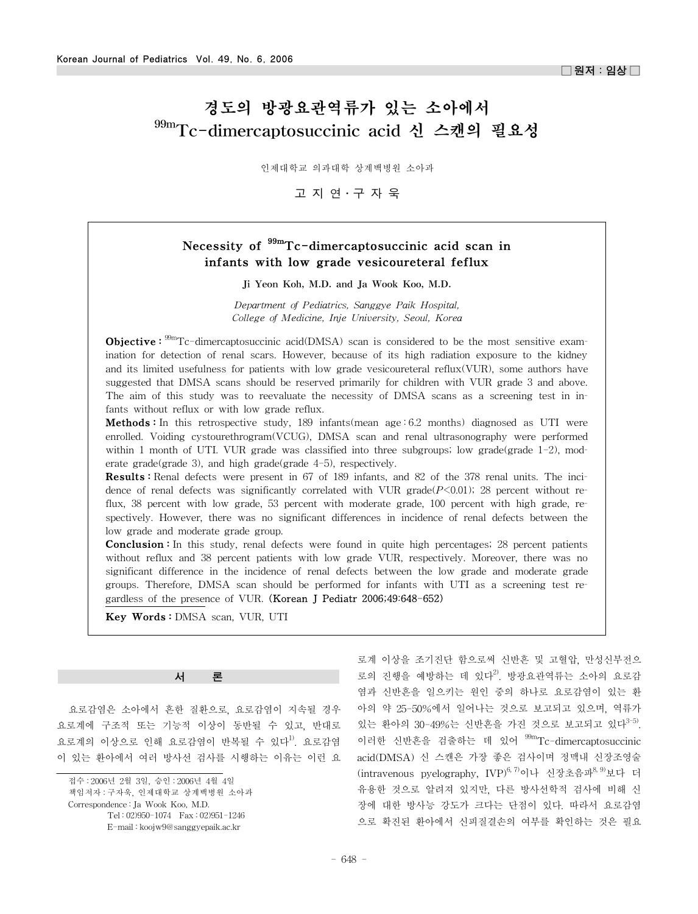□ 원저 : 임상 □

# 경도의 방광요관역류가 있는 소아에서 $^{99m}$Tc-dimercaptosuccinic acid 신 스캔의 필요성

인제대학교 의과대학 상계백병원 소아과

고 지 연 · 구 자 욱

## Necessity of $^{99m}$Tc-dimercaptosuccinic acid scan in infants with low grade vesicoureteral feflux

**Ji Yeon Koh, M.D. and Ja Wook Koo, M.D.**

*Department of Pediatrics, Sanggye Paik Hospital, College of Medicine, Inje University, Seoul, Korea*

**Objective :** $^{99m}$Tc-dimercaptosuccinic acid(DMSA) scan is considered to be the most sensitive examination for detection of renal scars. However, because of its high radiation exposure to the kidney and its limited usefulness for patients with low grade vesicoureteral reflux(VUR), some authors have suggested that DMSA scans should be reserved primarily for children with VUR grade 3 and above. The aim of this study was to reevaluate the necessity of DMSA scans as a screening test in infants without reflux or with low grade reflux.

**Methods :** In this retrospective study, 189 infants(mean age : 6.2 months) diagnosed as UTI were enrolled. Voiding cystourethrogram(VCUG), DMSA scan and renal ultrasonography were performed within 1 month of UTI. VUR grade was classified into three subgroups; low grade(grade 1-2), moderate grade(grade 3), and high grade(grade 4-5), respectively.

**Results :** Renal defects were present in 67 of 189 infants, and 82 of the 378 renal units. The incidence of renal defects was significantly correlated with VUR grade($P$<0.01); 28 percent without reflux, 38 percent with low grade, 53 percent with moderate grade, 100 percent with high grade, respectively. However, there was no significant differences in incidence of renal defects between the low grade and moderate grade group.

**Conclusion :** In this study, renal defects were found in quite high percentages; 28 percent patients without reflux and 38 percent patients with low grade VUR, respectively. Moreover, there was no significant difference in the incidence of renal defects between the low grade and moderate grade groups. Therefore, DMSA scan should be performed for infants with UTI as a screening test regardless of the presence of VUR. **(Korean J Pediatr 2006;49:648-652)**

**Key Words :** DMSA scan, VUR, UTI

## 서 론

요로감염은 소아에서 흔한 질환으로, 요로감염이 지속될 경우 요로계에 구조적 또는 기능적 이상이 동반될 수 있고, 반대로 요로계의 이상으로 인해 요로감염이 반복될 수 있다[1]. 요로감염이 있는 환아에서 여러 방사선 검사를 시행하는 이유는 이런 요로계 이상을 조기진단 함으로써 신반흔 및 고혈압, 만성신부전으로의 진행을 예방하는 데 있다[2]. 방광요관역류는 소아의 요로감염과 신반흔을 일으키는 원인 중의 하나로 요로감염이 있는 환아의 약 25-50%에서 일어나는 것으로 보고되고 있으며, 역류가 있는 환아의 30-49%는 신반흔을 가진 것으로 보고되고 있다[3-5]. 이러한 신반흔을 검출하는 데 있어 $^{99m}$Tc-dimercaptosuccinic acid(DMSA) 신 스캔은 가장 좋은 검사이며 정맥내 신장조영술(intravenous pyelography, IVP)[6, 7]이나 신장초음파[8, 9]보다 더 유용한 것으로 알려져 있지만, 다른 방사선학적 검사에 비해 신장에 대한 방사능 강도가 크다는 단점이 있다. 따라서 요로감염으로 확진된 환아에서 신피질결손의 여부를 확인하는 것은 필요

접수 : 2006년 2월 3일, 승인 : 2006년 4월 4일
책임저자 : 구자욱, 인제대학교 상계백병원 소아과
Correspondence : Ja Wook Koo, M.D.
Tel : 02)950-1074 Fax : 02)951-1246
E-mail : koojw9@sanggyepaik.ac.kr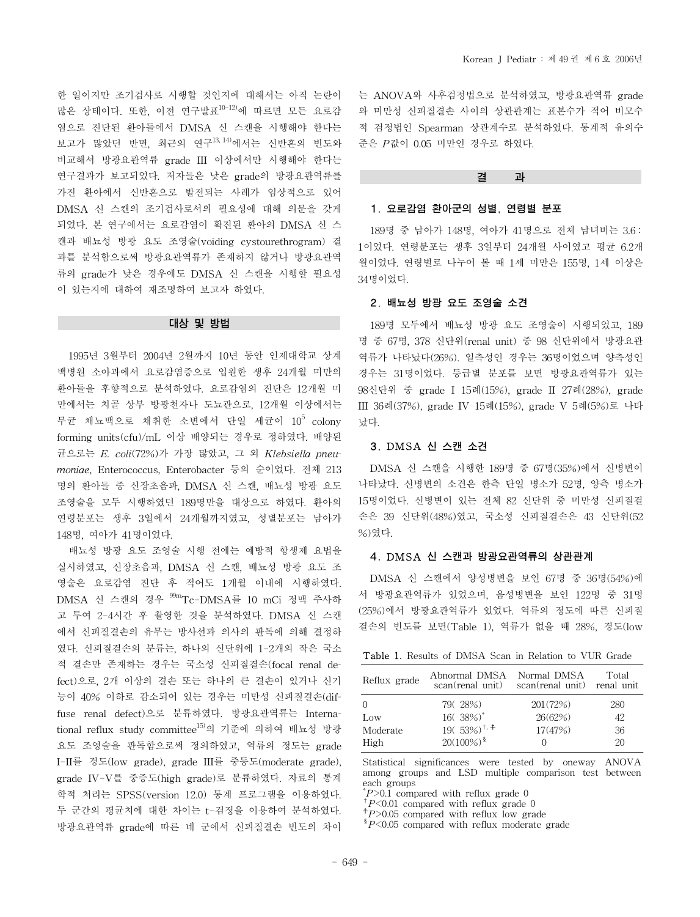한 일이지만 조기검사로 시행할 것인지에 대해서는 아직 논란이 많은 상태이다. 또한, 이전 연구발표[10-12]에 따르면 모든 요로감염으로 진단된 환아들에서 DMSA 신 스캔을 시행해야 한다는 보고가 많았던 반면, 최근의 연구[13, 14]에서는 신반흔의 빈도와 비교해서 방광요관역류 grade III 이상에서만 시행해야 한다는 연구결과가 보고되었다. 저자들은 낮은 grade의 방광요관역류를 가진 환아에서 신반흔으로 발전되는 사례가 임상적으로 있어 DMSA 신 스캔의 조기검사로서의 필요성에 대해 의문을 갖게 되었다. 본 연구에서는 요로감염이 확진된 환아의 DMSA 신 스캔과 배뇨성 방광 요도 조영술(voiding cystourethrogram) 결과를 분석함으로써 방광요관역류가 존재하지 않거나 방광요관역류의 grade가 낮은 경우에도 DMSA 신 스캔을 시행할 필요성이 있는지에 대하여 재조명하여 보고자 하였다.

## 대상 및 방법

1995년 3월부터 2004년 2월까지 10년 동안 인제대학교 상계백병원 소아과에서 요로감염증으로 입원한 생후 24개월 미만의 환아들을 후향적으로 분석하였다. 요로감염의 진단은 12개월 미만에서는 치골 상부 방광천자나 도뇨관으로, 12개월 이상에서는 무균 채뇨백으로 채취한 소변에서 단일 세균이 $10^5$ colony forming units(cfu)/mL 이상 배양되는 경우로 정하였다. 배양된 균으로는 *E. coli*(72%)가 가장 많았고, 그 외 *Klebsiella pneumoniae*, Enterococcus, Enterobacter 등의 순이었다. 전체 213명의 환아들 중 신장초음파, DMSA 신 스캔, 배뇨성 방광 요도 조영술을 모두 시행하였던 189명만을 대상으로 하였다. 환아의 연령분포는 생후 3일에서 24개월까지였고, 성별분포는 남아가 148명, 여아가 41명이었다.

배뇨성 방광 요도 조영술 시행 전에는 예방적 항생제 요법을 실시하였고, 신장초음파, DMSA 신 스캔, 배뇨성 방광 요도 조영술은 요로감염 진단 후 적어도 1개월 이내에 시행하였다. DMSA 신 스캔의 경우 $^{99m}$Tc-DMSA를 10 mCi 정맥 주사하고 투여 2-4시간 후 촬영한 것을 분석하였다. DMSA 신 스캔에서 신피질결손의 유무는 방사선과 의사의 판독에 의해 결정하였다. 신피질결손의 분류는, 하나의 신단위에 1-2개의 작은 국소적 결손만 존재하는 경우는 국소성 신피질결손(focal renal defect)으로, 2개 이상의 결손 또는 하나의 큰 결손이 있거나 신기능이 40% 이하로 감소되어 있는 경우는 미만성 신피질결손(diffuse renal defect)으로 분류하였다. 방광요관역류는 International reflux study committee[15]의 기준에 의하여 배뇨성 방광 요도 조영술을 판독함으로써 정의하였고, 역류의 정도는 grade I-II를 경도(low grade), grade III를 중등도(moderate grade), grade IV-V를 중증도(high grade)로 분류하였다. 자료의 통계학적 처리는 SPSS(version 12.0) 통계 프로그램을 이용하였다. 두 군간의 평균치에 대한 차이는 t-검정을 이용하여 분석하였다. 방광요관역류 grade에 따른 네 군에서 신피질결손 빈도의 차이는 ANOVA와 사후검정법으로 분석하였고, 방광요관역류 grade와 미만성 신피질결손 사이의 상관관계는 표본수가 적어 비모수적 검정법인 Spearman 상관계수로 분석하였다. 통계적 유의수준은 $P$값이 0.05 미만인 경우로 하였다.

## 결 과

### 1. 요로감염 환아군의 성별, 연령별 분포

189명 중 남아가 148명, 여아가 41명으로 전체 남녀비는 3.6 : 1이었다. 연령분포는 생후 3일부터 24개월 사이였고 평균 6.2개월이었다. 연령별로 나누어 볼 때 1세 미만은 155명, 1세 이상은 34명이었다.

### 2. 배뇨성 방광 요도 조영술 소견

189명 모두에서 배뇨성 방광 요도 조영술이 시행되었고, 189명 중 67명, 378 신단위(renal unit) 중 98 신단위에서 방광요관역류가 나타났다(26%). 일측성인 경우는 36명이었으며 양측성인 경우는 31명이었다. 등급별 분포를 보면 방광요관역류가 있는 98신단위 중 grade I 15례(15%), grade II 27례(28%), grade III 36례(37%), grade IV 15례(15%), grade V 5례(5%)로 나타났다.

### 3. DMSA 신 스캔 소견

DMSA 신 스캔을 시행한 189명 중 67명(35%)에서 신병변이 나타났다. 신병변의 소견은 한측 단일 병소가 52명, 양측 병소가 15명이었다. 신병변이 있는 전체 82 신단위 중 미만성 신피질결손은 39 신단위(48%)였고, 국소성 신피질결손은 43 신단위(52%)였다.

### 4. DMSA 신 스캔과 방광요관역류의 상관관계

DMSA 신 스캔에서 양성병변을 보인 67명 중 36명(54%)에서 방광요관역류가 있었으며, 음성병변을 보인 122명 중 31명(25%)에서 방광요관역류가 있었다. 역류의 정도에 따른 신피질결손의 빈도를 보면(Table 1), 역류가 없을 때 28%, 경도(low

Table 1. Results of DMSA Scan in Relation to VUR Grade

| Reflux grade | Abnormal DMSA scan(renal unit) | Normal DMSA scan(renal unit) | Total renal unit |
|---|---|---|---|
| 0 | 79( 28%) | 201(72%) | 280 |
| Low | 16( 38%)* | 26(62%) | 42 |
| Moderate | 19( 53%)†,‡ | 17(47%) | 36 |
| High | 20(100%)§ | 0 | 20 |

Statistical significances were tested by oneway ANOVA among groups and LSD multiple comparison test between each groups
*$P$>0.1 compared with reflux grade 0
†$P$<0.01 compared with reflux grade 0
‡$P$>0.05 compared with reflux low grade
§$P$<0.05 compared with reflux moderate grade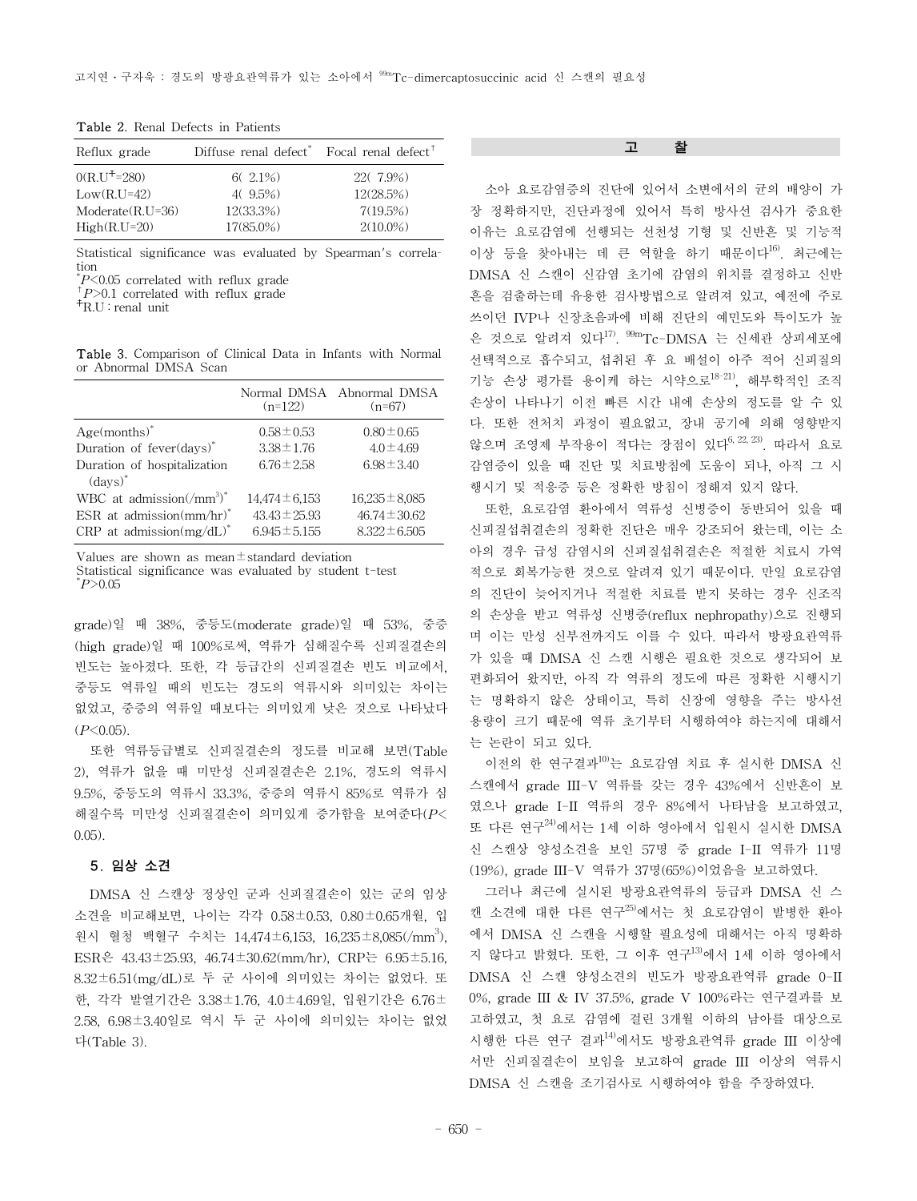Table 2. Renal Defects in Patients

| Reflux grade | Diffuse renal defect* | Focal renal defect† |
|---|---|---|
| 0(R.U‡=280) | 6( 2.1%) | 22( 7.9%) |
| Low(R.U=42) | 4( 9.5%) | 12(28.5%) |
| Moderate(R.U=36) | 12(33.3%) | 7(19.5%) |
| High(R.U=20) | 17(85.0%) | 2(10.0%) |

Statistical significance was evaluated by Spearman's correlation
*$P<0.05$ correlated with reflux grade
†$P>0.1$ correlated with reflux grade
‡R.U : renal unit

Table 3. Comparison of Clinical Data in Infants with Normal or Abnormal DMSA Scan

| | Normal DMSA (n=122) | Abnormal DMSA (n=67) |
|---|---|---|
| Age(months)* | 0.58±0.53 | 0.80±0.65 |
| Duration of fever(days)* | 3.38±1.76 | 4.0±4.69 |
| Duration of hospitalization (days)* | 6.76±2.58 | 6.98±3.40 |
| WBC at admission(/mm³)* | 14,474±6,153 | 16,235±8,085 |
| ESR at admission(mm/hr)* | 43.43±25.93 | 46.74±30.62 |
| CRP at admission(mg/dL)* | 6.945±5.155 | 8.322±6.505 |

Values are shown as mean±standard deviation
Statistical significance was evaluated by student t-test
*$P>0.05$

grade)일 때 38%, 중등도(moderate grade)일 때 53%, 중증(high grade)일 때 100%로써, 역류가 심해질수록 신피질결손의 빈도는 높아졌다. 또한, 각 등급간의 신피질결손 빈도 비교에서, 중등도 역류일 때의 빈도는 경도의 역류시와 의미있는 차이는 없었고, 중증의 역류일 때보다는 의미있게 낮은 것으로 나타났다($P<0.05$).

또한 역류등급별로 신피질결손의 정도를 비교해 보면(Table 2), 역류가 없을 때 미만성 신피질결손은 2.1%, 경도의 역류시 9.5%, 중등도의 역류시 33.3%, 중증의 역류시 85%로 역류가 심해질수록 미만성 신피질결손이 의미있게 증가함을 보여준다($P<0.05$).

### 5. 임상 소견

DMSA 신 스캔상 정상인 군과 신피질결손이 있는 군의 임상 소견을 비교해보면, 나이는 각각 0.58±0.53, 0.80±0.65개월, 입원시 혈청 백혈구 수치는 14,474±6,153, 16,235±8,085(/mm³), ESR은 43.43±25.93, 46.74±30.62(mm/hr), CRP는 6.95±5.16, 8.32±6.51(mg/dL)로 두 군 사이에 의미있는 차이는 없었다. 또한, 각각 발열기간은 3.38±1.76, 4.0±4.69일, 입원기간은 6.76±2.58, 6.98±3.40일로 역시 두 군 사이에 의미있는 차이는 없었다(Table 3).

## 고 찰

소아 요로감염증의 진단에 있어서 소변에서의 균의 배양이 가장 정확하지만, 진단과정에 있어서 특히 방사선 검사가 중요한 이유는 요로감염에 선행되는 선천성 기형 및 신반흔 및 기능적 이상 등을 찾아내는 데 큰 역할을 하기 때문이다[16]. 최근에는 DMSA 신 스캔이 신감염 초기에 감염의 위치를 결정하고 신반흔을 검출하는데 유용한 검사방법으로 알려져 있고, 예전에 주로 쓰이던 IVP나 신장초음파에 비해 진단의 예민도와 특이도가 높은 것으로 알려져 있다[17]. $^{99m}$Tc-DMSA 는 신세관 상피세포에 선택적으로 흡수되고, 섭취된 후 요 배설이 아주 적어 신피질의 기능 손상 평가를 용이케 하는 시약으로[18-21], 해부학적인 조직 손상이 나타나기 이전 빠른 시간 내에 손상의 정도를 알 수 있다. 또한 전처치 과정이 필요없고, 장내 공기에 의해 영향받지 않으며 조영제 부작용이 적다는 장점이 있다[6, 22, 23]. 따라서 요로감염증이 있을 때 진단 및 치료방침에 도움이 되나, 아직 그 시행시기 및 적응증 등은 정확한 방침이 정해져 있지 않다.

또한, 요로감염 환아에서 역류성 신병증이 동반되어 있을 때 신피질섭취결손의 정확한 진단은 매우 강조되어 왔는데, 이는 소아의 경우 급성 감염시의 신피질섭취결손은 적절한 치료시 가역적으로 회복가능한 것으로 알려져 있기 때문이다. 만일 요로감염의 진단이 늦어지거나 적절한 치료를 받지 못하는 경우 신조직의 손상을 받고 역류성 신병증(reflux nephropathy)으로 진행되며 이는 만성 신부전까지도 이를 수 있다. 따라서 방광요관역류가 있을 때 DMSA 신 스캔 시행은 필요한 것으로 생각되어 보편화되어 왔지만, 아직 각 역류의 정도에 따른 정확한 시행시기는 명확하지 않은 상태이고, 특히 신장에 영향을 주는 방사선 용량이 크기 때문에 역류 초기부터 시행하여야 하는지에 대해서는 논란이 되고 있다.

이전의 한 연구결과[10]는 요로감염 치료 후 실시한 DMSA 신 스캔에서 grade III-V 역류를 갖는 경우 43%에서 신반흔이 보였으나 grade I-II 역류의 경우 8%에서 나타남을 보고하였고, 또 다른 연구[24]에서는 1세 이하 영아에서 입원시 실시한 DMSA 신 스캔상 양성소견을 보인 57명 중 grade I-II 역류가 11명(19%), grade III-V 역류가 37명(65%)이었음을 보고하였다.

그러나 최근에 실시된 방광요관역류의 등급과 DMSA 신 스캔 소견에 대한 다른 연구[25]에서는 첫 요로감염이 발병한 환아에서 DMSA 신 스캔을 시행할 필요성에 대해서는 아직 명확하지 않다고 밝혔다. 또한, 그 이후 연구[13]에서 1세 이하 영아에서 DMSA 신 스캔 양성소견의 빈도가 방광요관역류 grade 0-II 0%, grade III & IV 37.5%, grade V 100%라는 연구결과를 보고하였고, 첫 요로 감염에 걸린 3개월 이하의 남아를 대상으로 시행한 다른 연구 결과[14]에서도 방광요관역류 grade III 이상에서만 신피질결손이 보임을 보고하여 grade III 이상의 역류시 DMSA 신 스캔을 조기검사로 시행하여야 함을 주장하였다.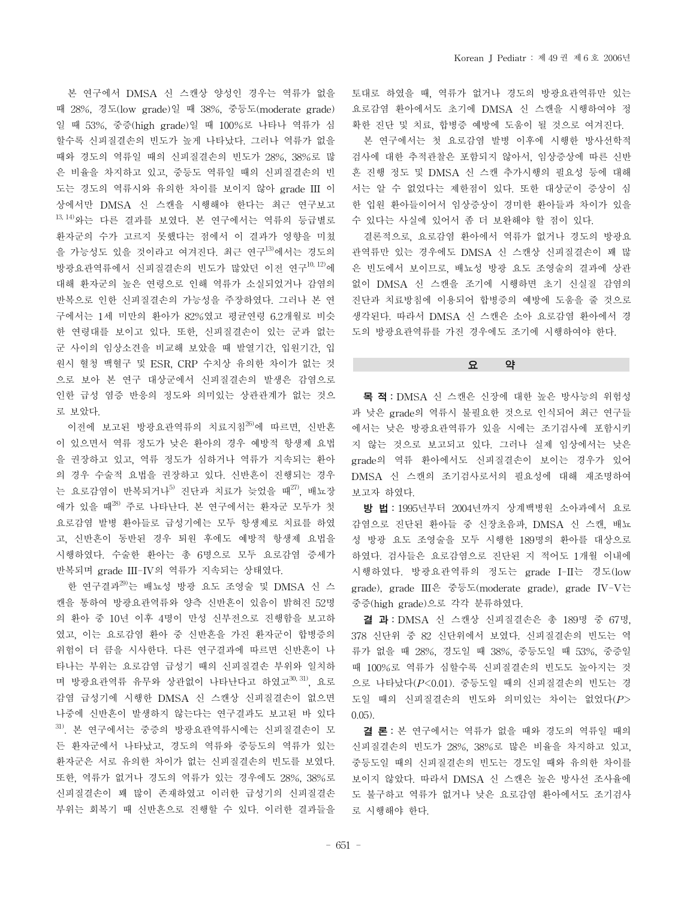본 연구에서 DMSA 신 스캔상 양성인 경우는 역류가 없을 때 28%, 경도(low grade)일 때 38%, 중등도(moderate grade)일 때 53%, 중증(high grade)일 때 100%로 나타나 역류가 심할수록 신피질결손의 빈도가 높게 나타났다. 그러나 역류가 없을 때와 경도의 역류일 때의 신피질결손의 빈도가 28%, 38%로 많은 비율을 차지하고 있고, 중등도 역류일 때의 신피질결손의 빈도는 경도의 역류시와 유의한 차이를 보이지 않아 grade III 이상에서만 DMSA 신 스캔을 시행해야 한다는 최근 연구보고[13, 14]와는 다른 결과를 보였다. 본 연구에서는 역류의 등급별로 환자군의 수가 고르지 못했다는 점에서 이 결과가 영향을 미쳤을 가능성도 있을 것이라고 여겨진다. 최근 연구[13]에서는 경도의 방광요관역류에서 신피질결손의 빈도가 많았던 이전 연구[10, 12]에 대해 환자군의 높은 연령으로 인해 역류가 소실되었거나 감염의 반복으로 인한 신피질결손의 가능성을 주장하였다. 그러나 본 연구에서는 1세 미만의 환아가 82%였고 평균연령 6.2개월로 비슷한 연령대를 보이고 있다. 또한, 신피질결손이 있는 군과 없는 군 사이의 임상소견을 비교해 보았을 때 발열기간, 입원기간, 입원시 혈청 백혈구 및 ESR, CRP 수치상 유의한 차이가 없는 것으로 보아 본 연구 대상군에서 신피질결손의 발생은 감염으로 인한 급성 염증 반응의 정도와 의미있는 상관관계가 없는 것으로 보았다.

이전에 보고된 방광요관역류의 치료지침[26]에 따르면, 신반흔이 있으면서 역류 정도가 낮은 환아의 경우 예방적 항생제 요법을 권장하고 있고, 역류 정도가 심하거나 역류가 지속되는 환아의 경우 수술적 요법을 권장하고 있다. 신반흔이 진행되는 경우는 요로감염이 반복되거나[5] 진단과 치료가 늦었을 때[27], 배뇨장애가 있을 때[28] 주로 나타난다. 본 연구에서는 환자군 모두가 첫 요로감염 발병 환아들로 급성기에는 모두 항생제로 치료를 하였고, 신반흔이 동반된 경우 퇴원 후에도 예방적 항생제 요법을 시행하였다. 수술한 환아는 총 6명으로 모두 요로감염 증세가 반복되며 grade III–IV의 역류가 지속되는 상태였다.

한 연구결과[29]는 배뇨성 방광 요도 조영술 및 DMSA 신 스캔을 통하여 방광요관역류와 양측 신반흔이 있음이 밝혀진 52명의 환아 중 10년 이후 4명이 만성 신부전으로 진행함을 보고하였고, 이는 요로감염 환아 중 신반흔을 가진 환자군이 합병증의 위험이 더 큼을 시사한다. 다른 연구결과에 따르면 신반흔이 나타나는 부위는 요로감염 급성기 때의 신피질결손 부위와 일치하며 방광요관역류 유무와 상관없이 나타난다고 하였고[30, 31], 요로감염 급성기에 시행한 DMSA 신 스캔상 신피질결손이 없으면 나중에 신반흔이 발생하지 않는다는 연구결과도 보고된 바 있다[31]. 본 연구에서는 중증의 방광요관역류시에는 신피질결손이 모든 환자군에서 나타났고, 경도의 역류와 중등도의 역류가 있는 환자군은 서로 유의한 차이가 없는 신피질결손의 빈도를 보였다. 또한, 역류가 없거나 경도의 역류가 있는 경우에도 28%, 38%로 신피질결손이 꽤 많이 존재하였고 이러한 급성기의 신피질결손 부위는 회복기 때 신반흔으로 진행할 수 있다. 이러한 결과들을 토대로 하였을 때, 역류가 없거나 경도의 방광요관역류만 있는 요로감염 환아에서도 초기에 DMSA 신 스캔을 시행하여야 정확한 진단 및 치료, 합병증 예방에 도움이 될 것으로 여겨진다.

본 연구에서는 첫 요로감염 발병 이후에 시행한 방사선학적 검사에 대한 추적관찰은 포함되지 않아서, 임상증상에 따른 신반흔 진행 정도 및 DMSA 신 스캔 추가시행의 필요성 등에 대해서는 알 수 없었다는 제한점이 있다. 또한 대상군이 증상이 심한 입원 환아들이어서 임상증상이 경미한 환아들과 차이가 있을 수 있다는 사실에 있어서 좀 더 보완해야 할 점이 있다.

결론적으로, 요로감염 환아에서 역류가 없거나 경도의 방광요관역류만 있는 경우에도 DMSA 신 스캔상 신피질결손이 꽤 많은 빈도에서 보이므로, 배뇨성 방광 요도 조영술의 결과에 상관없이 DMSA 신 스캔을 조기에 시행하면 초기 신실질 감염의 진단과 치료방침에 이용되어 합병증의 예방에 도움을 줄 것으로 생각된다. 따라서 DMSA 신 스캔은 소아 요로감염 환아에서 경도의 방광요관역류를 가진 경우에도 조기에 시행하여야 한다.

## 요 약

**목 적:** DMSA 신 스캔은 신장에 대한 높은 방사능의 위험성과 낮은 grade의 역류시 불필요한 것으로 인식되어 최근 연구들에서는 낮은 방광요관역류가 있을 시에는 조기검사에 포함시키지 않는 것으로 보고되고 있다. 그러나 실제 임상에서는 낮은 grade의 역류 환아에서도 신피질결손이 보이는 경우가 있어 DMSA 신 스캔의 조기검사로서의 필요성에 대해 재조명하여 보고자 하였다.

**방 법:** 1995년부터 2004년까지 상계백병원 소아과에서 요로감염으로 진단된 환아들 중 신장초음파, DMSA 신 스캔, 배뇨성 방광 요도 조영술을 모두 시행한 189명의 환아를 대상으로 하였다. 검사들은 요로감염으로 진단된 지 적어도 1개월 이내에 시행하였다. 방광요관역류의 정도는 grade I–II는 경도(low grade), grade III은 중등도(moderate grade), grade IV–V는 중증(high grade)으로 각각 분류하였다.

**결 과:** DMSA 신 스캔상 신피질결손은 총 189명 중 67명, 378 신단위 중 82 신단위에서 보였다. 신피질결손의 빈도는 역류가 없을 때 28%, 경도일 때 38%, 중등도일 때 53%, 중증일 때 100%로 역류가 심할수록 신피질결손의 빈도도 높아지는 것으로 나타났다($P<0.01$). 중등도일 때의 신피질결손의 빈도는 경도일 때의 신피질결손의 빈도와 의미있는 차이는 없었다($P>0.05$).

**결 론:** 본 연구에서는 역류가 없을 때와 경도의 역류일 때의 신피질결손의 빈도가 28%, 38%로 많은 비율을 차지하고 있고, 중등도일 때의 신피질결손의 빈도는 경도일 때와 유의한 차이를 보이지 않았다. 따라서 DMSA 신 스캔은 높은 방사선 조사율에도 불구하고 역류가 없거나 낮은 요로감염 환아에서도 조기검사로 시행해야 한다.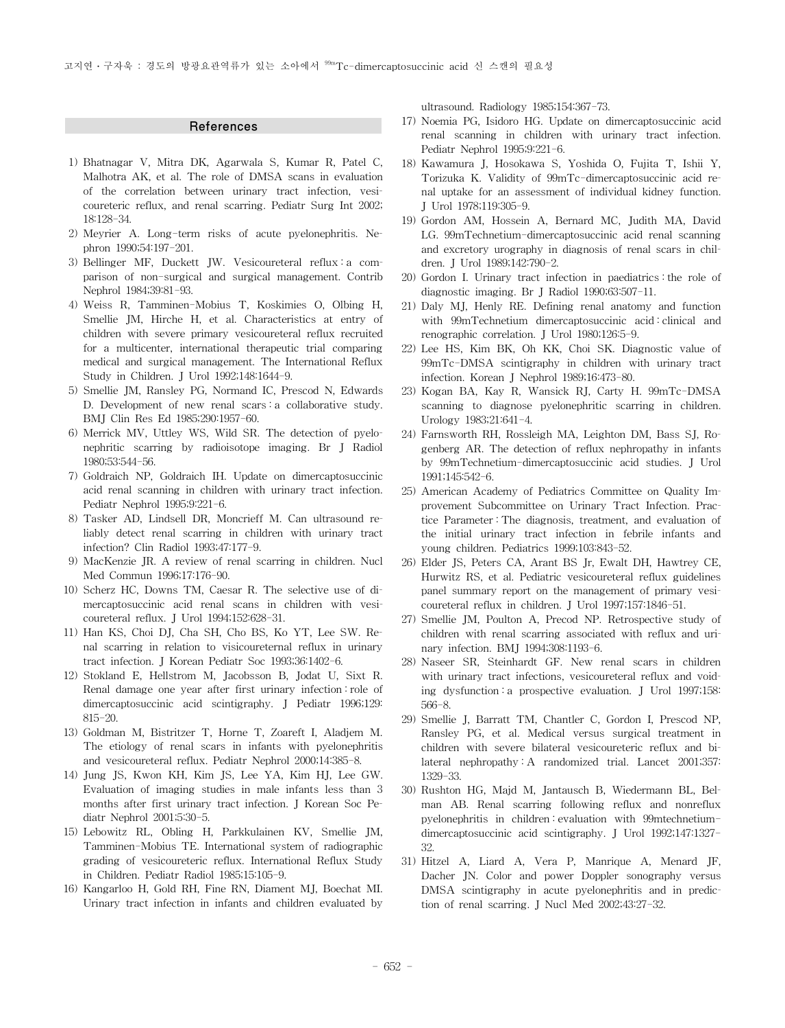## References

1) Bhatnagar V, Mitra DK, Agarwala S, Kumar R, Patel C, Malhotra AK, et al. The role of DMSA scans in evaluation of the correlation between urinary tract infection, vesicoureteric reflux, and renal scarring. Pediatr Surg Int 2002;18:128-34.
2) Meyrier A. Long-term risks of acute pyelonephritis. Nephron 1990;54:197-201.
3) Bellinger MF, Duckett JW. Vesicoureteral reflux : a comparison of non-surgical and surgical management. Contrib Nephrol 1984;39:81-93.
4) Weiss R, Tamminen-Mobius T, Koskimies O, Olbing H, Smellie JM, Hirche H, et al. Characteristics at entry of children with severe primary vesicoureteral reflux recruited for a multicenter, international therapeutic trial comparing medical and surgical management. The International Reflux Study in Children. J Urol 1992;148:1644-9.
5) Smellie JM, Ransley PG, Normand IC, Prescod N, Edwards D. Development of new renal scars : a collaborative study. BMJ Clin Res Ed 1985;290:1957-60.
6) Merrick MV, Uttley WS, Wild SR. The detection of pyelonephritic scarring by radioisotope imaging. Br J Radiol 1980;53:544-56.
7) Goldraich NP, Goldraich IH. Update on dimercaptosuccinic acid renal scanning in children with urinary tract infection. Pediatr Nephrol 1995;9:221-6.
8) Tasker AD, Lindsell DR, Moncrieff M. Can ultrasound reliably detect renal scarring in children with urinary tract infection? Clin Radiol 1993;47:177-9.
9) MacKenzie JR. A review of renal scarring in children. Nucl Med Commun 1996;17:176-90.
10) Scherz HC, Downs TM, Caesar R. The selective use of dimercaptosuccinic acid renal scans in children with vesicoureteral reflux. J Urol 1994;152:628-31.
11) Han KS, Choi DJ, Cha SH, Cho BS, Ko YT, Lee SW. Renal scarring in relation to visicoureternal reflux in urinary tract infection. J Korean Pediatr Soc 1993;36:1402-6.
12) Stokland E, Hellstrom M, Jacobsson B, Jodat U, Sixt R. Renal damage one year after first urinary infection : role of dimercaptosuccinic acid scintigraphy. J Pediatr 1996;129:815-20.
13) Goldman M, Bistritzer T, Horne T, Zoareft I, Aladjem M. The etiology of renal scars in infants with pyelonephritis and vesicoureteral reflux. Pediatr Nephrol 2000;14:385-8.
14) Jung JS, Kwon KH, Kim JS, Lee YA, Kim HJ, Lee GW. Evaluation of imaging studies in male infants less than 3 months after first urinary tract infection. J Korean Soc Pediatr Nephrol 2001;5:30-5.
15) Lebowitz RL, Obling H, Parkkulainen KV, Smellie JM, Tamminen-Mobius TE. International system of radiographic grading of vesicoureteric reflux. International Reflux Study in Children. Pediatr Radiol 1985;15:105-9.
16) Kangarloo H, Gold RH, Fine RN, Diament MJ, Boechat MI. Urinary tract infection in infants and children evaluated by ultrasound. Radiology 1985;154:367-73.
17) Noemia PG, Isidoro HG. Update on dimercaptosuccinic acid renal scanning in children with urinary tract infection. Pediatr Nephrol 1995;9:221-6.
18) Kawamura J, Hosokawa S, Yoshida O, Fujita T, Ishii Y, Torizuka K. Validity of 99mTc-dimercaptosuccinic acid renal uptake for an assessment of individual kidney function. J Urol 1978;119:305-9.
19) Gordon AM, Hossein A, Bernard MC, Judith MA, David LG. 99mTechnetium-dimercaptosuccinic acid renal scanning and excretory urography in diagnosis of renal scars in children. J Urol 1989;142:790-2.
20) Gordon I. Urinary tract infection in paediatrics : the role of diagnostic imaging. Br J Radiol 1990;63:507-11.
21) Daly MJ, Henly RE. Defining renal anatomy and function with 99mTechnetium dimercaptosuccinic acid : clinical and renographic correlation. J Urol 1980;126:5-9.
22) Lee HS, Kim BK, Oh KK, Choi SK. Diagnostic value of 99mTc-DMSA scintigraphy in children with urinary tract infection. Korean J Nephrol 1989;16:473-80.
23) Kogan BA, Kay R, Wansick RJ, Carty H. 99mTc-DMSA scanning to diagnose pyelonephritic scarring in children. Urology 1983;21:641-4.
24) Farnsworth RH, Rossleigh MA, Leighton DM, Bass SJ, Rogenberg AR. The detection of reflux nephropathy in infants by 99mTechnetium-dimercaptosuccinic acid studies. J Urol 1991;145:542-6.
25) American Academy of Pediatrics Committee on Quality Improvement Subcommittee on Urinary Tract Infection. Practice Parameter : The diagnosis, treatment, and evaluation of the initial urinary tract infection in febrile infants and young children. Pediatrics 1999;103:843-52.
26) Elder JS, Peters CA, Arant BS Jr, Ewalt DH, Hawtrey CE, Hurwitz RS, et al. Pediatric vesicoureteral reflux guidelines panel summary report on the management of primary vesicoureteral reflux in children. J Urol 1997;157:1846-51.
27) Smellie JM, Poulton A, Precod NP. Retrospective study of children with renal scarring associated with reflux and urinary infection. BMJ 1994;308:1193-6.
28) Naseer SR, Steinhardt GF. New renal scars in children with urinary tract infections, vesicoureteral reflux and voiding dysfunction : a prospective evaluation. J Urol 1997;158:566-8.
29) Smellie J, Barratt TM, Chantler C, Gordon I, Prescod NP, Ransley PG, et al. Medical versus surgical treatment in children with severe bilateral vesicoureteric reflux and bilateral nephropathy : A randomized trial. Lancet 2001;357:1329-33.
30) Rushton HG, Majd M, Jantausch B, Wiedermann BL, Belman AB. Renal scarring following reflux and nonreflux pyelonephritis in children : evaluation with 99mtechnetium-dimercaptosuccinic acid scintigraphy. J Urol 1992;147:1327-32.
31) Hitzel A, Liard A, Vera P, Manrique A, Menard JF, Dacher JN. Color and power Doppler sonography versus DMSA scintigraphy in acute pyelonephritis and in prediction of renal scarring. J Nucl Med 2002;43:27-32.